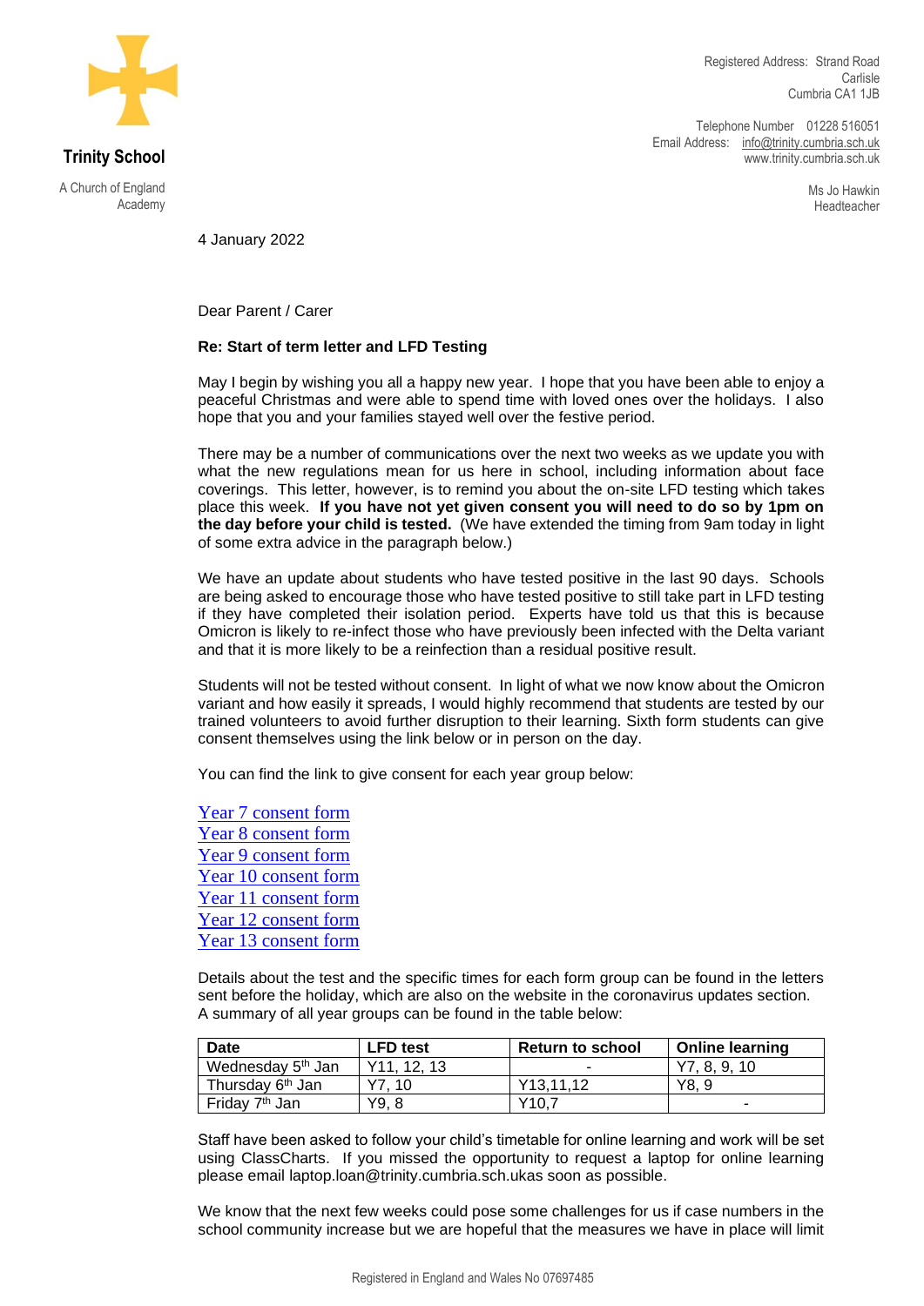**Trinity School**

A Church of England Academy

Registered Address: Strand Road
Carlisle
Cumbria CA1 1JB

Telephone Number 01228 516051
Email Address: info@trinity.cumbria.sch.uk
www.trinity.cumbria.sch.uk

Ms Jo Hawkin
Headteacher

4 January 2022

Dear Parent / Carer

**Re: Start of term letter and LFD Testing**

May I begin by wishing you all a happy new year. I hope that you have been able to enjoy a peaceful Christmas and were able to spend time with loved ones over the holidays. I also hope that you and your families stayed well over the festive period.

There may be a number of communications over the next two weeks as we update you with what the new regulations mean for us here in school, including information about face coverings. This letter, however, is to remind you about the on-site LFD testing which takes place this week. **If you have not yet given consent you will need to do so by 1pm on the day before your child is tested.** (We have extended the timing from 9am today in light of some extra advice in the paragraph below.)

We have an update about students who have tested positive in the last 90 days. Schools are being asked to encourage those who have tested positive to still take part in LFD testing if they have completed their isolation period. Experts have told us that this is because Omicron is likely to re-infect those who have previously been infected with the Delta variant and that it is more likely to be a reinfection than a residual positive result.

Students will not be tested without consent. In light of what we now know about the Omicron variant and how easily it spreads, I would highly recommend that students are tested by our trained volunteers to avoid further disruption to their learning. Sixth form students can give consent themselves using the link below or in person on the day.

You can find the link to give consent for each year group below:

Year 7 consent form
Year 8 consent form
Year 9 consent form
Year 10 consent form
Year 11 consent form
Year 12 consent form
Year 13 consent form

Details about the test and the specific times for each form group can be found in the letters sent before the holiday, which are also on the website in the coronavirus updates section. A summary of all year groups can be found in the table below:

| Date | LFD test | Return to school | Online learning |
|---|---|---|---|
| Wednesday 5th Jan | Y11, 12, 13 | - | Y7, 8, 9, 10 |
| Thursday 6th Jan | Y7, 10 | Y13,11,12 | Y8, 9 |
| Friday 7th Jan | Y9, 8 | Y10,7 | - |

Staff have been asked to follow your child's timetable for online learning and work will be set using ClassCharts. If you missed the opportunity to request a laptop for online learning please email laptop.loan@trinity.cumbria.sch.ukas soon as possible.

We know that the next few weeks could pose some challenges for us if case numbers in the school community increase but we are hopeful that the measures we have in place will limit

Registered in England and Wales No 07697485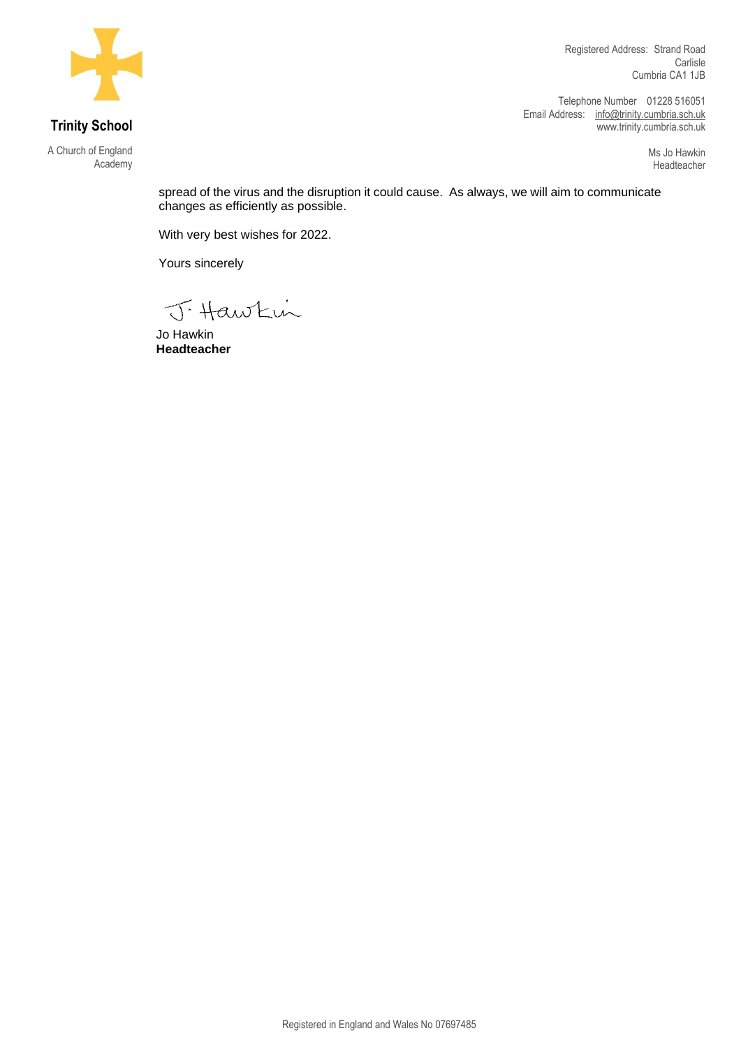spread of the virus and the disruption it could cause. As always, we will aim to communicate changes as efficiently as possible.

With very best wishes for 2022.

Yours sincerely

J. Hawkin

Jo Hawkin
**Headteacher**